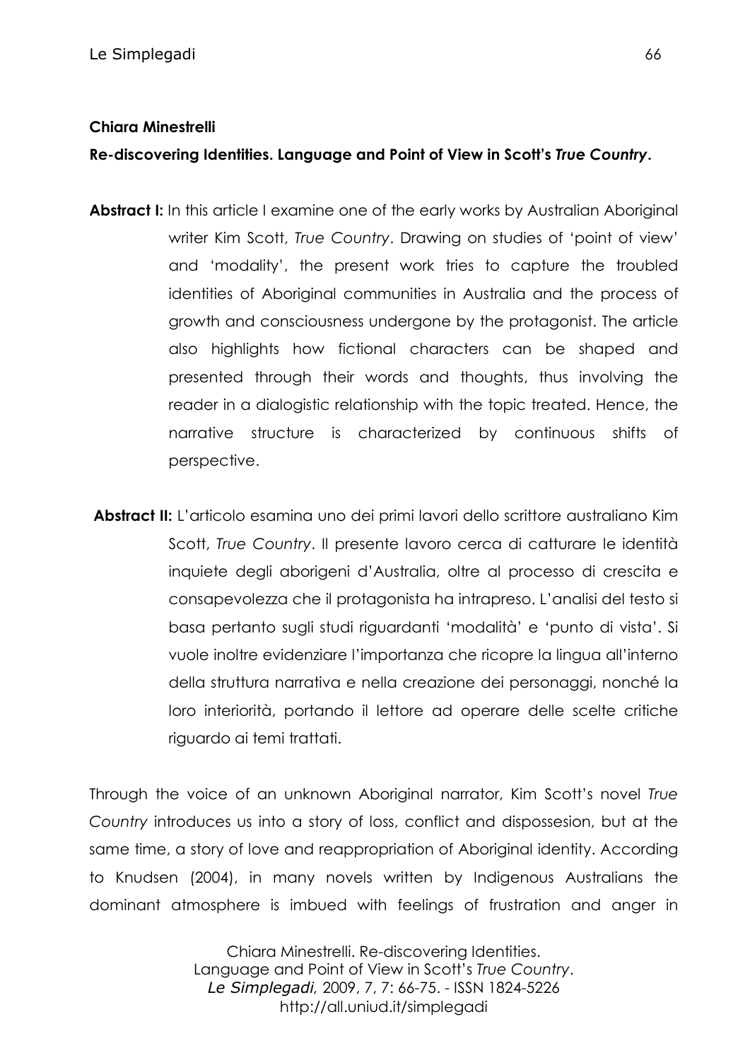**Chiara Minestrelli**

**Re-discovering Identities. Language and Point of View in Scott's *True Country*.**

**Abstract I:** In this article I examine one of the early works by Australian Aboriginal writer Kim Scott, *True Country*. Drawing on studies of 'point of view' and 'modality', the present work tries to capture the troubled identities of Aboriginal communities in Australia and the process of growth and consciousness undergone by the protagonist. The article also highlights how fictional characters can be shaped and presented through their words and thoughts, thus involving the reader in a dialogistic relationship with the topic treated. Hence, the narrative structure is characterized by continuous shifts of perspective.

**Abstract II:** L'articolo esamina uno dei primi lavori dello scrittore australiano Kim Scott, *True Country*. Il presente lavoro cerca di catturare le identità inquiete degli aborigeni d'Australia, oltre al processo di crescita e consapevolezza che il protagonista ha intrapreso. L'analisi del testo si basa pertanto sugli studi riguardanti 'modalità' e 'punto di vista'. Si vuole inoltre evidenziare l'importanza che ricopre la lingua all'interno della struttura narrativa e nella creazione dei personaggi, nonché la loro interiorità, portando il lettore ad operare delle scelte critiche riguardo ai temi trattati.

Through the voice of an unknown Aboriginal narrator, Kim Scott's novel *True Country* introduces us into a story of loss, conflict and dispossesion, but at the same time, a story of love and reappropriation of Aboriginal identity. According to Knudsen (2004), in many novels written by Indigenous Australians the dominant atmosphere is imbued with feelings of frustration and anger in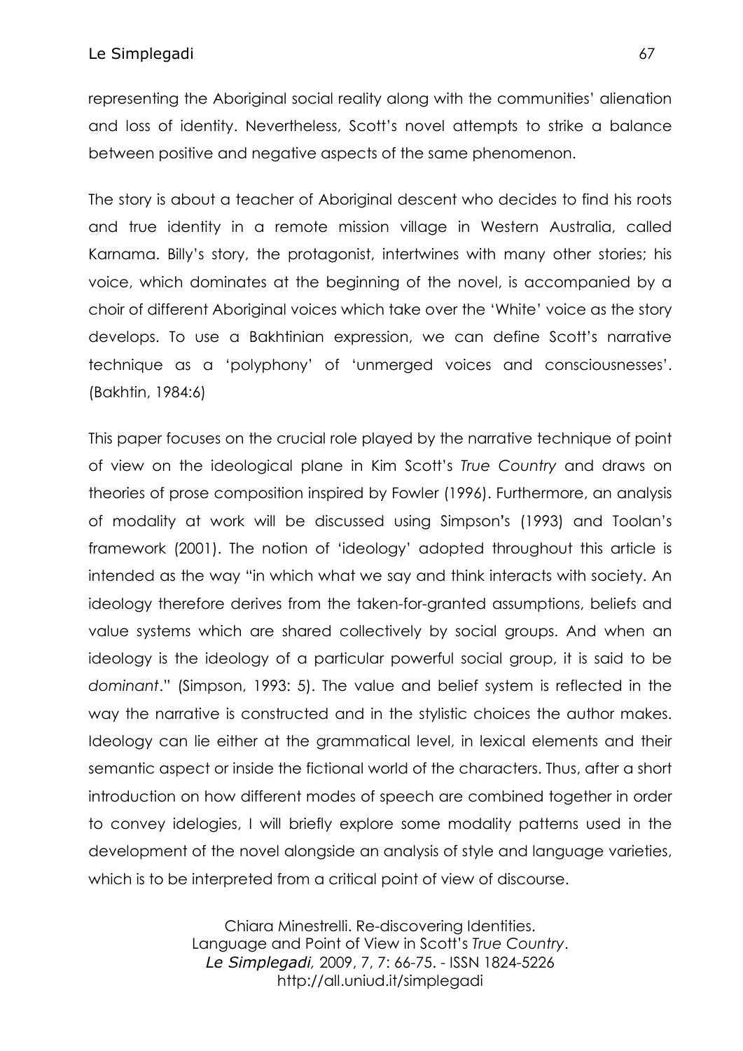representing the Aboriginal social reality along with the communities' alienation and loss of identity. Nevertheless, Scott's novel attempts to strike a balance between positive and negative aspects of the same phenomenon.

The story is about a teacher of Aboriginal descent who decides to find his roots and true identity in a remote mission village in Western Australia, called Karnama. Billy's story, the protagonist, intertwines with many other stories; his voice, which dominates at the beginning of the novel, is accompanied by a choir of different Aboriginal voices which take over the 'White' voice as the story develops. To use a Bakhtinian expression, we can define Scott's narrative technique as a 'polyphony' of 'unmerged voices and consciousnesses'. (Bakhtin, 1984:6)

This paper focuses on the crucial role played by the narrative technique of point of view on the ideological plane in Kim Scott's *True Country* and draws on theories of prose composition inspired by Fowler (1996). Furthermore, an analysis of modality at work will be discussed using Simpson's (1993) and Toolan's framework (2001). The notion of 'ideology' adopted throughout this article is intended as the way "in which what we say and think interacts with society. An ideology therefore derives from the taken-for-granted assumptions, beliefs and value systems which are shared collectively by social groups. And when an ideology is the ideology of a particular powerful social group, it is said to be *dominant*." (Simpson, 1993: 5). The value and belief system is reflected in the way the narrative is constructed and in the stylistic choices the author makes. Ideology can lie either at the grammatical level, in lexical elements and their semantic aspect or inside the fictional world of the characters. Thus, after a short introduction on how different modes of speech are combined together in order to convey idelogies, I will briefly explore some modality patterns used in the development of the novel alongside an analysis of style and language varieties, which is to be interpreted from a critical point of view of discourse.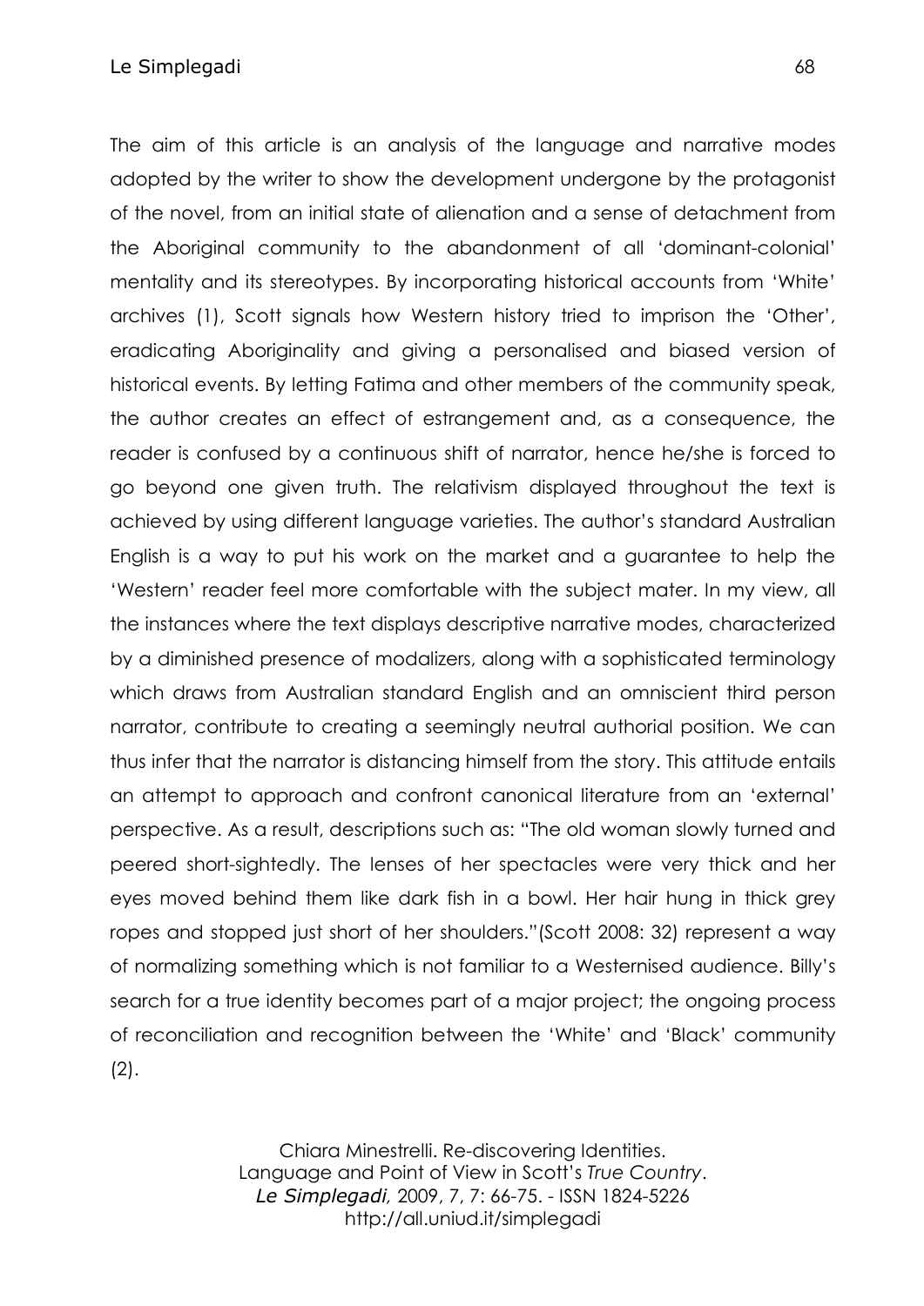The aim of this article is an analysis of the language and narrative modes adopted by the writer to show the development undergone by the protagonist of the novel, from an initial state of alienation and a sense of detachment from the Aboriginal community to the abandonment of all 'dominant-colonial' mentality and its stereotypes. By incorporating historical accounts from 'White' archives (1), Scott signals how Western history tried to imprison the 'Other', eradicating Aboriginality and giving a personalised and biased version of historical events. By letting Fatima and other members of the community speak, the author creates an effect of estrangement and, as a consequence, the reader is confused by a continuous shift of narrator, hence he/she is forced to go beyond one given truth. The relativism displayed throughout the text is achieved by using different language varieties. The author's standard Australian English is a way to put his work on the market and a guarantee to help the 'Western' reader feel more comfortable with the subject mater. In my view, all the instances where the text displays descriptive narrative modes, characterized by a diminished presence of modalizers, along with a sophisticated terminology which draws from Australian standard English and an omniscient third person narrator, contribute to creating a seemingly neutral authorial position. We can thus infer that the narrator is distancing himself from the story. This attitude entails an attempt to approach and confront canonical literature from an 'external' perspective. As a result, descriptions such as: "The old woman slowly turned and peered short-sightedly. The lenses of her spectacles were very thick and her eyes moved behind them like dark fish in a bowl. Her hair hung in thick grey ropes and stopped just short of her shoulders."(Scott 2008: 32) represent a way of normalizing something which is not familiar to a Westernised audience. Billy's search for a true identity becomes part of a major project; the ongoing process of reconciliation and recognition between the 'White' and 'Black' community (2).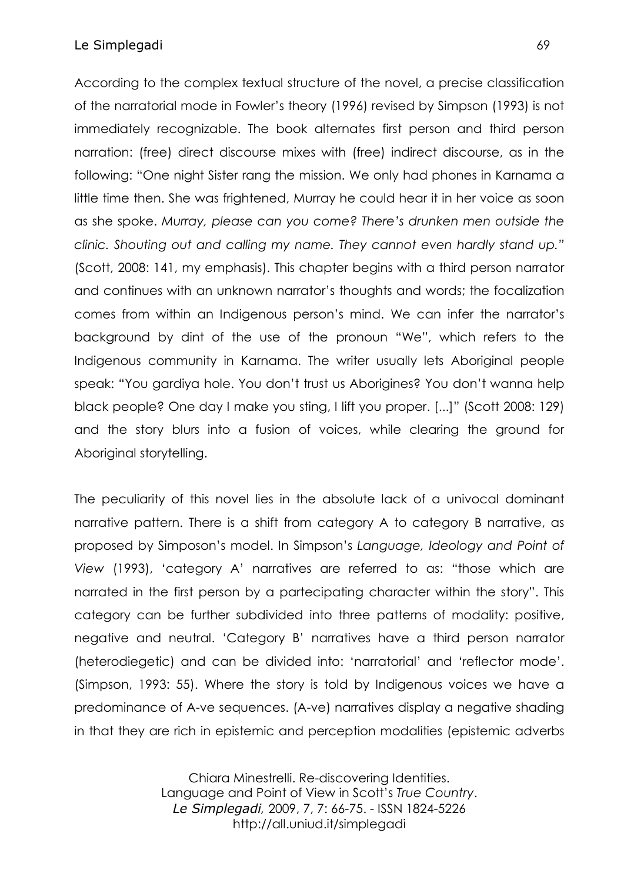According to the complex textual structure of the novel, a precise classification of the narratorial mode in Fowler's theory (1996) revised by Simpson (1993) is not immediately recognizable. The book alternates first person and third person narration: (free) direct discourse mixes with (free) indirect discourse, as in the following: "One night Sister rang the mission. We only had phones in Karnama a little time then. She was frightened, Murray he could hear it in her voice as soon as she spoke. *Murray, please can you come? There's drunken men outside the clinic. Shouting out and calling my name. They cannot even hardly stand up."* (Scott, 2008: 141, my emphasis). This chapter begins with a third person narrator and continues with an unknown narrator's thoughts and words; the focalization comes from within an Indigenous person's mind. We can infer the narrator's background by dint of the use of the pronoun "We", which refers to the Indigenous community in Karnama. The writer usually lets Aboriginal people speak: "You gardiya hole. You don't trust us Aborigines? You don't wanna help black people? One day I make you sting, I lift you proper. [...]" (Scott 2008: 129) and the story blurs into a fusion of voices, while clearing the ground for Aboriginal storytelling.

The peculiarity of this novel lies in the absolute lack of a univocal dominant narrative pattern. There is a shift from category A to category B narrative, as proposed by Simposon's model. In Simpson's *Language, Ideology and Point of View* (1993), 'category A' narratives are referred to as: "those which are narrated in the first person by a partecipating character within the story". This category can be further subdivided into three patterns of modality: positive, negative and neutral. 'Category B' narratives have a third person narrator (heterodiegetic) and can be divided into: 'narratorial' and 'reflector mode'. (Simpson, 1993: 55). Where the story is told by Indigenous voices we have a predominance of A-ve sequences. (A-ve) narratives display a negative shading in that they are rich in epistemic and perception modalities (epistemic adverbs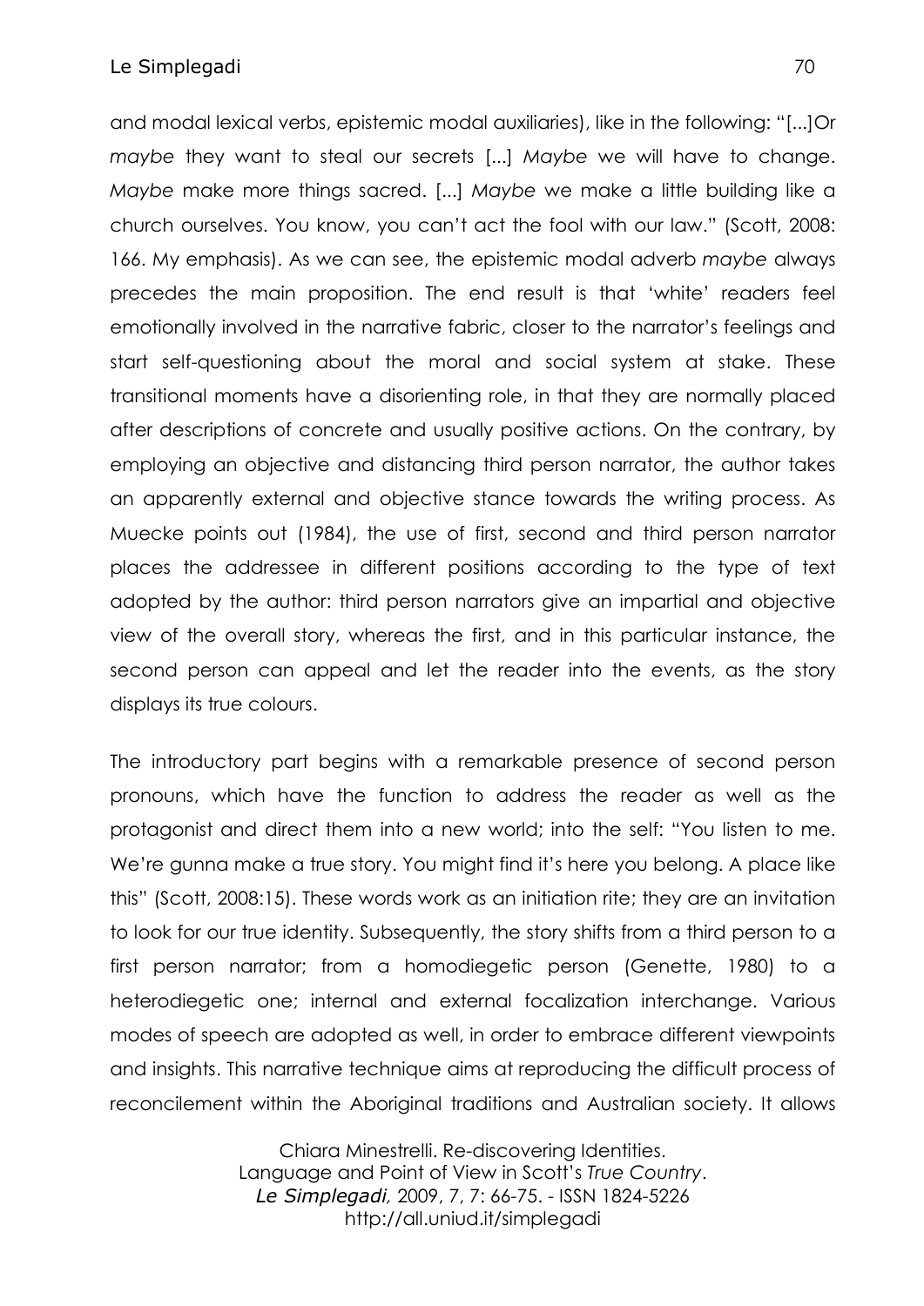and modal lexical verbs, epistemic modal auxiliaries), like in the following: "[...]Or *maybe* they want to steal our secrets [...] *Maybe* we will have to change. *Maybe* make more things sacred. [...] *Maybe* we make a little building like a church ourselves. You know, you can't act the fool with our law." (Scott, 2008: 166. My emphasis). As we can see, the epistemic modal adverb *maybe* always precedes the main proposition. The end result is that 'white' readers feel emotionally involved in the narrative fabric, closer to the narrator's feelings and start self-questioning about the moral and social system at stake. These transitional moments have a disorienting role, in that they are normally placed after descriptions of concrete and usually positive actions. On the contrary, by employing an objective and distancing third person narrator, the author takes an apparently external and objective stance towards the writing process. As Muecke points out (1984), the use of first, second and third person narrator places the addressee in different positions according to the type of text adopted by the author: third person narrators give an impartial and objective view of the overall story, whereas the first, and in this particular instance, the second person can appeal and let the reader into the events, as the story displays its true colours.

The introductory part begins with a remarkable presence of second person pronouns, which have the function to address the reader as well as the protagonist and direct them into a new world; into the self: "You listen to me. We're gunna make a true story. You might find it's here you belong. A place like this" (Scott, 2008:15). These words work as an initiation rite; they are an invitation to look for our true identity. Subsequently, the story shifts from a third person to a first person narrator; from a homodiegetic person (Genette, 1980) to a heterodiegetic one; internal and external focalization interchange. Various modes of speech are adopted as well, in order to embrace different viewpoints and insights. This narrative technique aims at reproducing the difficult process of reconcilement within the Aboriginal traditions and Australian society. It allows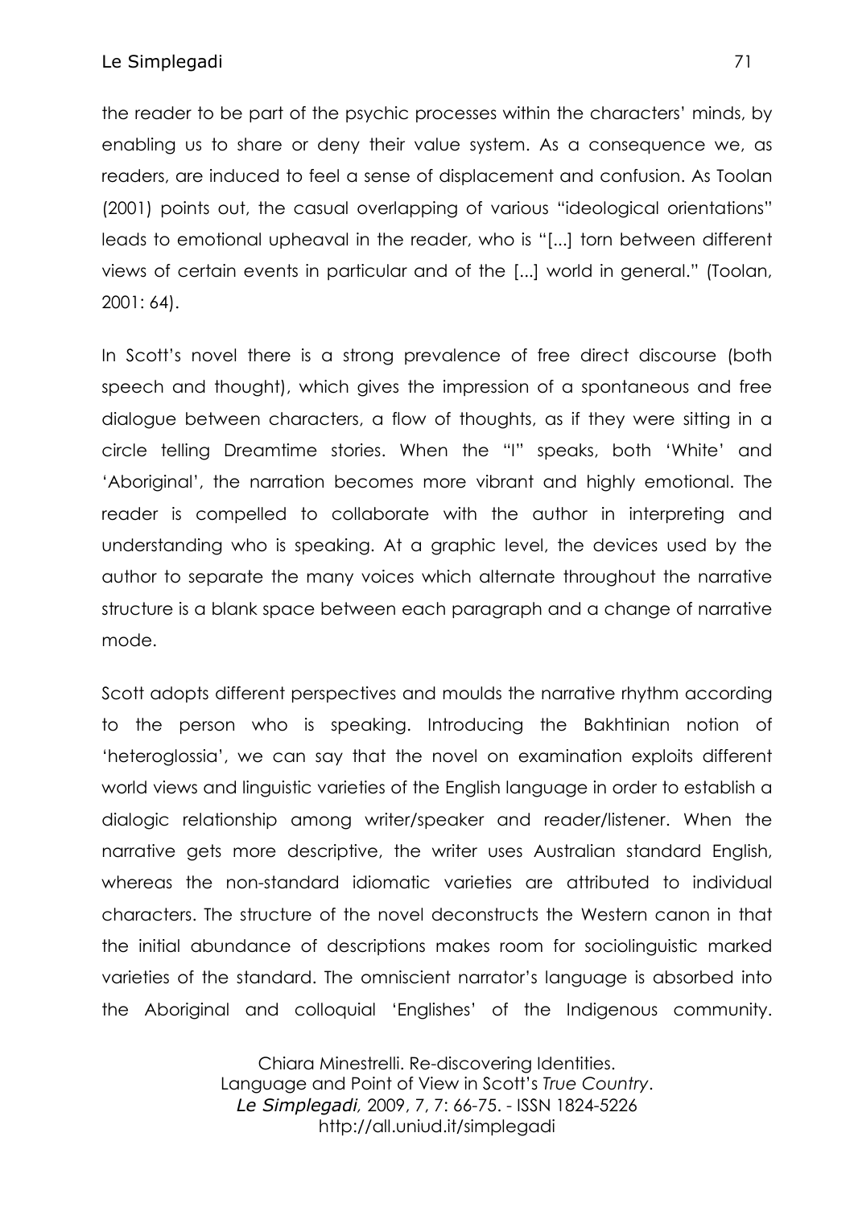the reader to be part of the psychic processes within the characters' minds, by enabling us to share or deny their value system. As a consequence we, as readers, are induced to feel a sense of displacement and confusion. As Toolan (2001) points out, the casual overlapping of various "ideological orientations" leads to emotional upheaval in the reader, who is "[...] torn between different views of certain events in particular and of the [...] world in general." (Toolan, 2001: 64).

In Scott's novel there is a strong prevalence of free direct discourse (both speech and thought), which gives the impression of a spontaneous and free dialogue between characters, a flow of thoughts, as if they were sitting in a circle telling Dreamtime stories. When the "I" speaks, both 'White' and 'Aboriginal', the narration becomes more vibrant and highly emotional. The reader is compelled to collaborate with the author in interpreting and understanding who is speaking. At a graphic level, the devices used by the author to separate the many voices which alternate throughout the narrative structure is a blank space between each paragraph and a change of narrative mode.

Scott adopts different perspectives and moulds the narrative rhythm according to the person who is speaking. Introducing the Bakhtinian notion of 'heteroglossia', we can say that the novel on examination exploits different world views and linguistic varieties of the English language in order to establish a dialogic relationship among writer/speaker and reader/listener. When the narrative gets more descriptive, the writer uses Australian standard English, whereas the non-standard idiomatic varieties are attributed to individual characters. The structure of the novel deconstructs the Western canon in that the initial abundance of descriptions makes room for sociolinguistic marked varieties of the standard. The omniscient narrator's language is absorbed into the Aboriginal and colloquial 'Englishes' of the Indigenous community.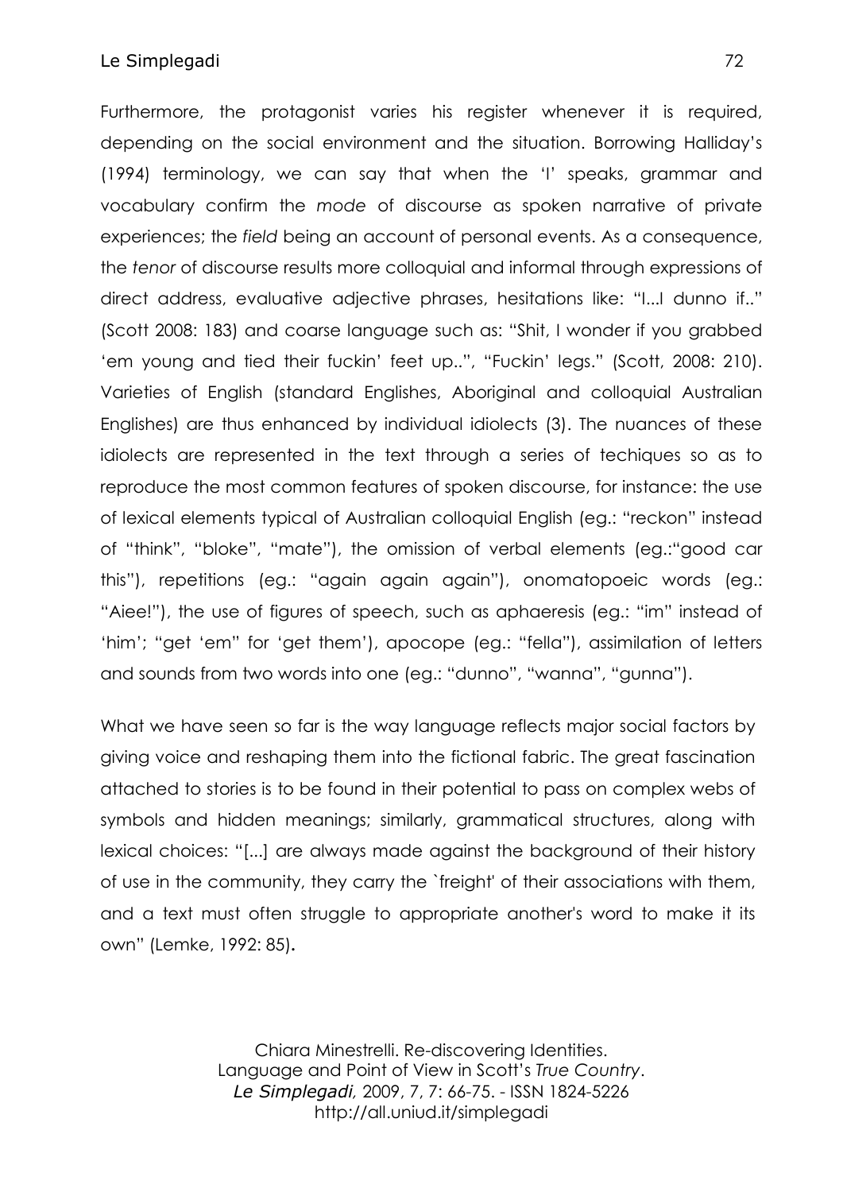Furthermore, the protagonist varies his register whenever it is required, depending on the social environment and the situation. Borrowing Halliday's (1994) terminology, we can say that when the 'I' speaks, grammar and vocabulary confirm the *mode* of discourse as spoken narrative of private experiences; the *field* being an account of personal events. As a consequence, the *tenor* of discourse results more colloquial and informal through expressions of direct address, evaluative adjective phrases, hesitations like: "I...I dunno if.." (Scott 2008: 183) and coarse language such as: "Shit, I wonder if you grabbed 'em young and tied their fuckin' feet up..", "Fuckin' legs." (Scott, 2008: 210). Varieties of English (standard Englishes, Aboriginal and colloquial Australian Englishes) are thus enhanced by individual idiolects (3). The nuances of these idiolects are represented in the text through a series of techiques so as to reproduce the most common features of spoken discourse, for instance: the use of lexical elements typical of Australian colloquial English (eg.: "reckon" instead of "think", "bloke", "mate"), the omission of verbal elements (eg.:"good car this"), repetitions (eg.: "again again again"), onomatopoeic words (eg.: "Aiee!"), the use of figures of speech, such as aphaeresis (eg.: "im" instead of 'him'; "get 'em" for 'get them'), apocope (eg.: "fella"), assimilation of letters and sounds from two words into one (eg.: "dunno", "wanna", "gunna").

What we have seen so far is the way language reflects major social factors by giving voice and reshaping them into the fictional fabric. The great fascination attached to stories is to be found in their potential to pass on complex webs of symbols and hidden meanings; similarly, grammatical structures, along with lexical choices: "[...] are always made against the background of their history of use in the community, they carry the `freight' of their associations with them, and a text must often struggle to appropriate another's word to make it its own" (Lemke, 1992: 85).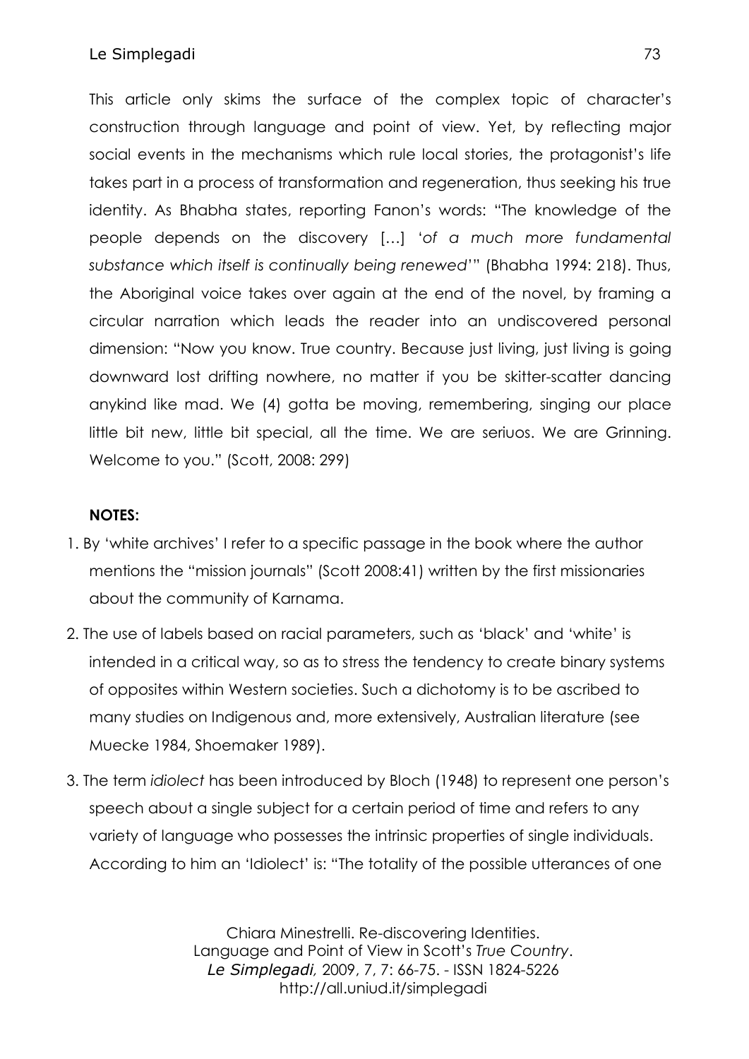This article only skims the surface of the complex topic of character's construction through language and point of view. Yet, by reflecting major social events in the mechanisms which rule local stories, the protagonist's life takes part in a process of transformation and regeneration, thus seeking his true identity. As Bhabha states, reporting Fanon's words: "The knowledge of the people depends on the discovery […] '*of a much more fundamental substance which itself is continually being renewed*'" (Bhabha 1994: 218). Thus, the Aboriginal voice takes over again at the end of the novel, by framing a circular narration which leads the reader into an undiscovered personal dimension: "Now you know. True country. Because just living, just living is going downward lost drifting nowhere, no matter if you be skitter-scatter dancing anykind like mad. We (4) gotta be moving, remembering, singing our place little bit new, little bit special, all the time. We are seriuos. We are Grinning. Welcome to you." (Scott, 2008: 299)

**NOTES:**

1. By 'white archives' I refer to a specific passage in the book where the author mentions the "mission journals" (Scott 2008:41) written by the first missionaries about the community of Karnama.
2. The use of labels based on racial parameters, such as 'black' and 'white' is intended in a critical way, so as to stress the tendency to create binary systems of opposites within Western societies. Such a dichotomy is to be ascribed to many studies on Indigenous and, more extensively, Australian literature (see Muecke 1984, Shoemaker 1989).
3. The term *idiolect* has been introduced by Bloch (1948) to represent one person's speech about a single subject for a certain period of time and refers to any variety of language who possesses the intrinsic properties of single individuals. According to him an 'Idiolect' is: "The totality of the possible utterances of one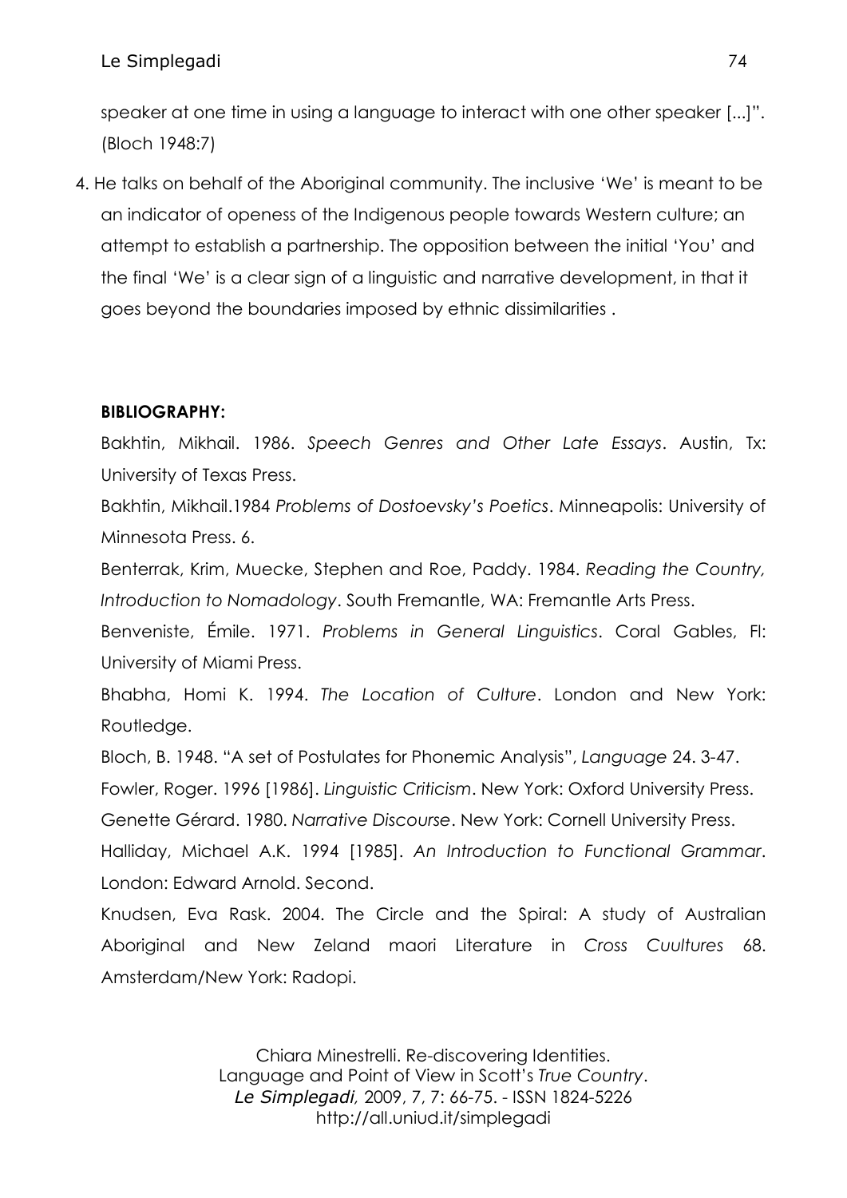speaker at one time in using a language to interact with one other speaker [...]". (Bloch 1948:7)

4. He talks on behalf of the Aboriginal community. The inclusive 'We' is meant to be an indicator of openess of the Indigenous people towards Western culture; an attempt to establish a partnership. The opposition between the initial 'You' and the final 'We' is a clear sign of a linguistic and narrative development, in that it goes beyond the boundaries imposed by ethnic dissimilarities .

**BIBLIOGRAPHY:**

Bakhtin, Mikhail. 1986. *Speech Genres and Other Late Essays*. Austin, Tx: University of Texas Press.

Bakhtin, Mikhail.1984 *Problems of Dostoevsky's Poetics*. Minneapolis: University of Minnesota Press. 6.

Benterrak, Krim, Muecke, Stephen and Roe, Paddy. 1984. *Reading the Country, Introduction to Nomadology*. South Fremantle, WA: Fremantle Arts Press.

Benveniste, Émile. 1971. *Problems in General Linguistics*. Coral Gables, Fl: University of Miami Press.

Bhabha, Homi K. 1994. *The Location of Culture*. London and New York: Routledge.

Bloch, B. 1948. "A set of Postulates for Phonemic Analysis", *Language* 24. 3-47.

Fowler, Roger. 1996 [1986]. *Linguistic Criticism*. New York: Oxford University Press.

Genette Gérard. 1980. *Narrative Discourse*. New York: Cornell University Press.

Halliday, Michael A.K. 1994 [1985]. *An Introduction to Functional Grammar*. London: Edward Arnold. Second.

Knudsen, Eva Rask. 2004. The Circle and the Spiral: A study of Australian Aboriginal and New Zeland maori Literature in *Cross Cuultures* 68. Amsterdam/New York: Radopi.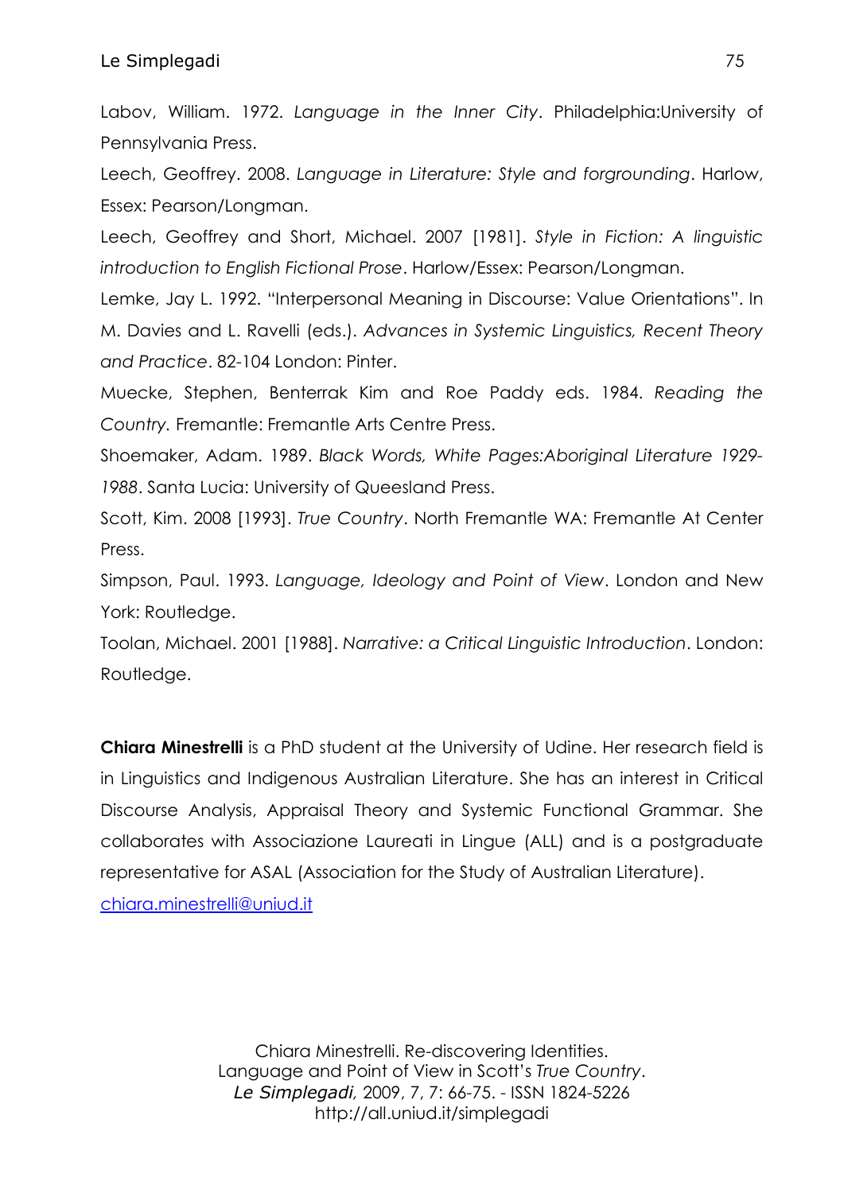Labov, William. 1972. *Language in the Inner City*. Philadelphia:University of Pennsylvania Press.

Leech, Geoffrey. 2008. *Language in Literature: Style and forgrounding*. Harlow, Essex: Pearson/Longman.

Leech, Geoffrey and Short, Michael. 2007 [1981]. *Style in Fiction: A linguistic introduction to English Fictional Prose*. Harlow/Essex: Pearson/Longman.

Lemke, Jay L. 1992. "Interpersonal Meaning in Discourse: Value Orientations". In M. Davies and L. Ravelli (eds.). *Advances in Systemic Linguistics, Recent Theory and Practice*. 82-104 London: Pinter.

Muecke, Stephen, Benterrak Kim and Roe Paddy eds. 1984. *Reading the Country.* Fremantle: Fremantle Arts Centre Press.

Shoemaker, Adam. 1989. *Black Words, White Pages:Aboriginal Literature 1929-1988*. Santa Lucia: University of Queesland Press.

Scott, Kim. 2008 [1993]. *True Country*. North Fremantle WA: Fremantle At Center Press.

Simpson, Paul. 1993. *Language, Ideology and Point of View*. London and New York: Routledge.

Toolan, Michael. 2001 [1988]. *Narrative: a Critical Linguistic Introduction*. London: Routledge.

**Chiara Minestrelli** is a PhD student at the University of Udine. Her research field is in Linguistics and Indigenous Australian Literature. She has an interest in Critical Discourse Analysis, Appraisal Theory and Systemic Functional Grammar. She collaborates with Associazione Laureati in Lingue (ALL) and is a postgraduate representative for ASAL (Association for the Study of Australian Literature).

chiara.minestrelli@uniud.it